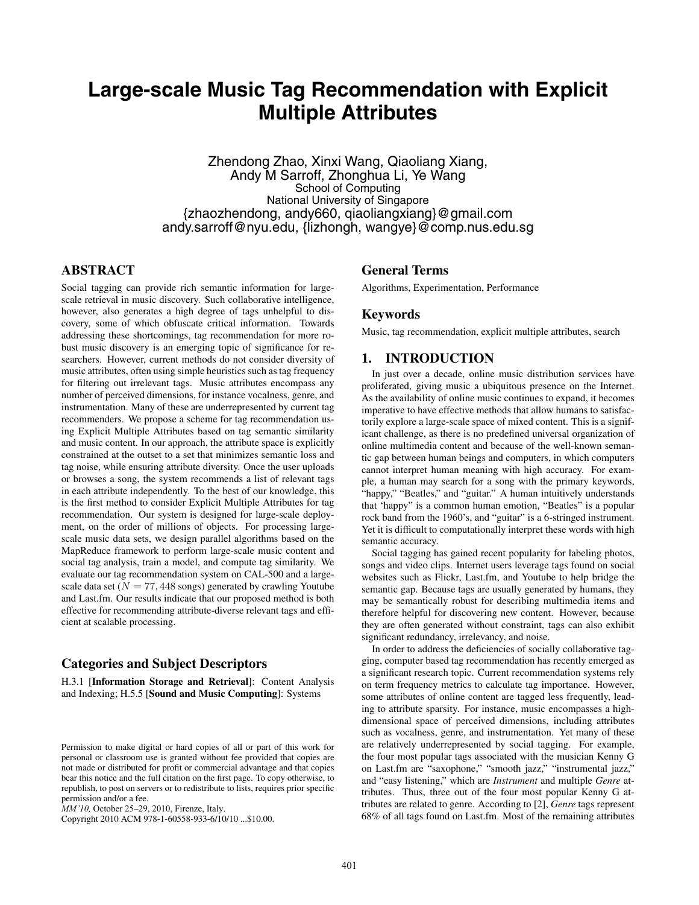# Large-scale Music Tag Recommendation with Explicit Multiple Attributes

Zhendong Zhao, Xinxi Wang, Qiaoliang Xiang,
Andy M Sarroff, Zhonghua Li, Ye Wang
School of Computing
National University of Singapore
{zhaozhendong, andy660, qiaoliangxiang}@gmail.com
andy.sarroff@nyu.edu, {lizhongh, wangye}@comp.nus.edu.sg

## ABSTRACT

Social tagging can provide rich semantic information for large-scale retrieval in music discovery. Such collaborative intelligence, however, also generates a high degree of tags unhelpful to discovery, some of which obfuscate critical information. Towards addressing these shortcomings, tag recommendation for more robust music discovery is an emerging topic of significance for researchers. However, current methods do not consider diversity of music attributes, often using simple heuristics such as tag frequency for filtering out irrelevant tags. Music attributes encompass any number of perceived dimensions, for instance vocalness, genre, and instrumentation. Many of these are underrepresented by current tag recommenders. We propose a scheme for tag recommendation using Explicit Multiple Attributes based on tag semantic similarity and music content. In our approach, the attribute space is explicitly constrained at the outset to a set that minimizes semantic loss and tag noise, while ensuring attribute diversity. Once the user uploads or browses a song, the system recommends a list of relevant tags in each attribute independently. To the best of our knowledge, this is the first method to consider Explicit Multiple Attributes for tag recommendation. Our system is designed for large-scale deployment, on the order of millions of objects. For processing large-scale music data sets, we design parallel algorithms based on the MapReduce framework to perform large-scale music content and social tag analysis, train a model, and compute tag similarity. We evaluate our tag recommendation system on CAL-500 and a large-scale data set ($N = 77,448$ songs) generated by crawling Youtube and Last.fm. Our results indicate that our proposed method is both effective for recommending attribute-diverse relevant tags and efficient at scalable processing.

## Categories and Subject Descriptors

H.3.1 [**Information Storage and Retrieval**]: Content Analysis and Indexing; H.5.5 [**Sound and Music Computing**]: Systems

Permission to make digital or hard copies of all or part of this work for personal or classroom use is granted without fee provided that copies are not made or distributed for profit or commercial advantage and that copies bear this notice and the full citation on the first page. To copy otherwise, to republish, to post on servers or to redistribute to lists, requires prior specific permission and/or a fee.
*MM'10,* October 25–29, 2010, Firenze, Italy.
Copyright 2010 ACM 978-1-60558-933-6/10/10 ...$10.00.

## General Terms

Algorithms, Experimentation, Performance

## Keywords

Music, tag recommendation, explicit multiple attributes, search

## 1. INTRODUCTION

In just over a decade, online music distribution services have proliferated, giving music a ubiquitous presence on the Internet. As the availability of online music continues to expand, it becomes imperative to have effective methods that allow humans to satisfactorily explore a large-scale space of mixed content. This is a significant challenge, as there is no predefined universal organization of online multimedia content and because of the well-known semantic gap between human beings and computers, in which computers cannot interpret human meaning with high accuracy. For example, a human may search for a song with the primary keywords, "happy," "Beatles," and "guitar." A human intuitively understands that 'happy' is a common human emotion, "Beatles" is a popular rock band from the 1960's, and "guitar" is a 6-stringed instrument. Yet it is difficult to computationally interpret these words with high semantic accuracy.

Social tagging has gained recent popularity for labeling photos, songs and video clips. Internet users leverage tags found on social websites such as Flickr, Last.fm, and Youtube to help bridge the semantic gap. Because tags are usually generated by humans, they may be semantically robust for describing multimedia items and therefore helpful for discovering new content. However, because they are often generated without constraint, tags can also exhibit significant redundancy, irrelevancy, and noise.

In order to address the deficiencies of socially collaborative tagging, computer based tag recommendation has recently emerged as a significant research topic. Current recommendation systems rely on term frequency metrics to calculate tag importance. However, some attributes of online content are tagged less frequently, leading to attribute sparsity. For instance, music encompasses a high-dimensional space of perceived dimensions, including attributes such as vocalness, genre, and instrumentation. Yet many of these are relatively underrepresented by social tagging. For example, the four most popular tags associated with the musician Kenny G on Last.fm are "saxophone," "smooth jazz," "instrumental jazz," and "easy listening," which are *Instrument* and multiple *Genre* attributes. Thus, three out of the four most popular Kenny G attributes are related to genre. According to [2], *Genre* tags represent 68% of all tags found on Last.fm. Most of the remaining attributes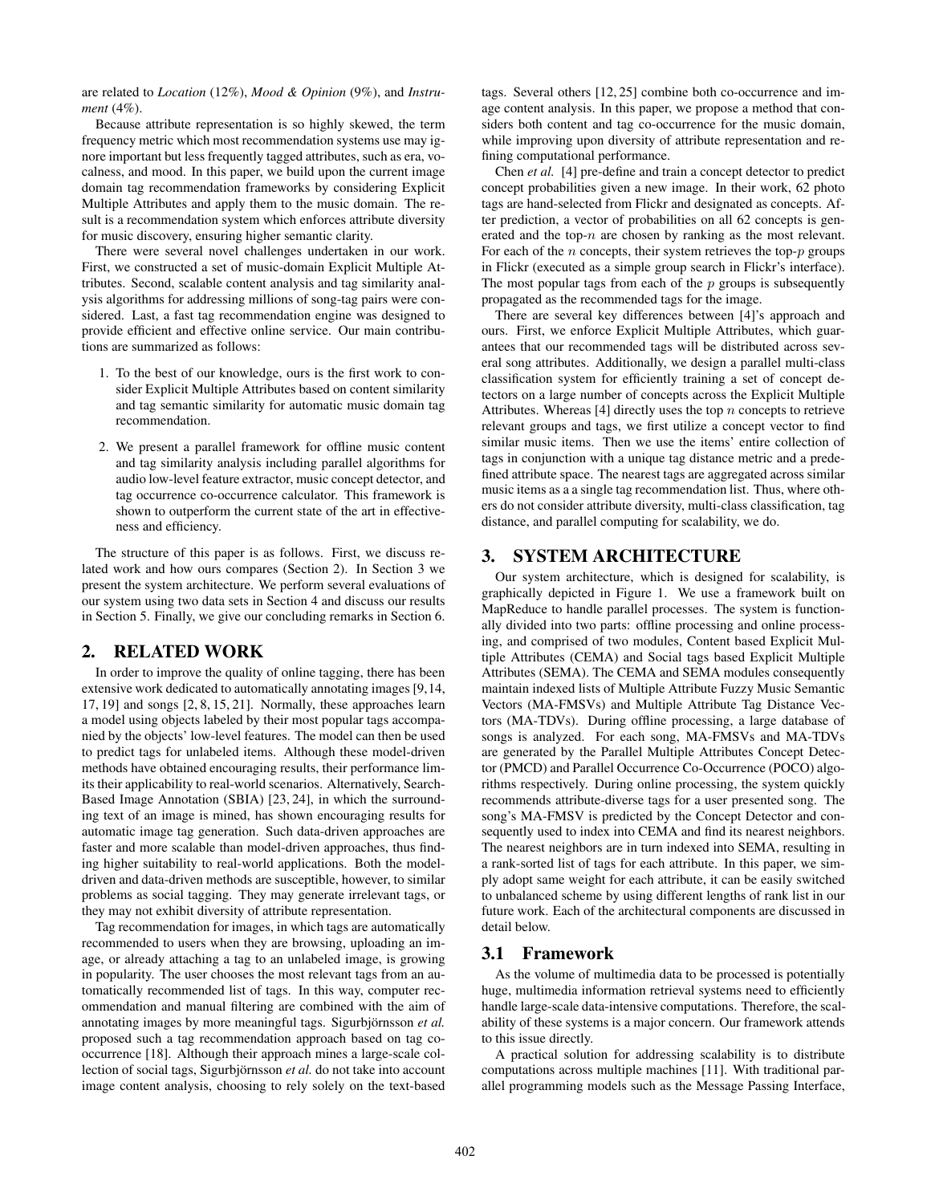are related to *Location* (12%), *Mood & Opinion* (9%), and *Instrument* (4%).

Because attribute representation is so highly skewed, the term frequency metric which most recommendation systems use may ignore important but less frequently tagged attributes, such as era, vocalness, and mood. In this paper, we build upon the current image domain tag recommendation frameworks by considering Explicit Multiple Attributes and apply them to the music domain. The result is a recommendation system which enforces attribute diversity for music discovery, ensuring higher semantic clarity.

There were several novel challenges undertaken in our work. First, we constructed a set of music-domain Explicit Multiple Attributes. Second, scalable content analysis and tag similarity analysis algorithms for addressing millions of song-tag pairs were considered. Last, a fast tag recommendation engine was designed to provide efficient and effective online service. Our main contributions are summarized as follows:

1. To the best of our knowledge, ours is the first work to consider Explicit Multiple Attributes based on content similarity and tag semantic similarity for automatic music domain tag recommendation.
2. We present a parallel framework for offline music content and tag similarity analysis including parallel algorithms for audio low-level feature extractor, music concept detector, and tag occurrence co-occurrence calculator. This framework is shown to outperform the current state of the art in effectiveness and efficiency.

The structure of this paper is as follows. First, we discuss related work and how ours compares (Section 2). In Section 3 we present the system architecture. We perform several evaluations of our system using two data sets in Section 4 and discuss our results in Section 5. Finally, we give our concluding remarks in Section 6.

## 2. RELATED WORK

In order to improve the quality of online tagging, there has been extensive work dedicated to automatically annotating images [9, 14, 17, 19] and songs [2, 8, 15, 21]. Normally, these approaches learn a model using objects labeled by their most popular tags accompanied by the objects' low-level features. The model can then be used to predict tags for unlabeled items. Although these model-driven methods have obtained encouraging results, their performance limits their applicability to real-world scenarios. Alternatively, Search-Based Image Annotation (SBIA) [23, 24], in which the surrounding text of an image is mined, has shown encouraging results for automatic image tag generation. Such data-driven approaches are faster and more scalable than model-driven approaches, thus finding higher suitability to real-world applications. Both the model-driven and data-driven methods are susceptible, however, to similar problems as social tagging. They may generate irrelevant tags, or they may not exhibit diversity of attribute representation.

Tag recommendation for images, in which tags are automatically recommended to users when they are browsing, uploading an image, or already attaching a tag to an unlabeled image, is growing in popularity. The user chooses the most relevant tags from an automatically recommended list of tags. In this way, computer recommendation and manual filtering are combined with the aim of annotating images by more meaningful tags. Sigurbjörnsson *et al.* proposed such a tag recommendation approach based on tag co-occurrence [18]. Although their approach mines a large-scale collection of social tags, Sigurbjörnsson *et al.* do not take into account image content analysis, choosing to rely solely on the text-based tags. Several others [12, 25] combine both co-occurrence and image content analysis. In this paper, we propose a method that considers both content and tag co-occurrence for the music domain, while improving upon diversity of attribute representation and refining computational performance.

Chen *et al.* [4] pre-define and train a concept detector to predict concept probabilities given a new image. In their work, 62 photo tags are hand-selected from Flickr and designated as concepts. After prediction, a vector of probabilities on all 62 concepts is generated and the top-$n$ are chosen by ranking as the most relevant. For each of the $n$ concepts, their system retrieves the top-$p$ groups in Flickr (executed as a simple group search in Flickr's interface). The most popular tags from each of the $p$ groups is subsequently propagated as the recommended tags for the image.

There are several key differences between [4]'s approach and ours. First, we enforce Explicit Multiple Attributes, which guarantees that our recommended tags will be distributed across several song attributes. Additionally, we design a parallel multi-class classification system for efficiently training a set of concept detectors on a large number of concepts across the Explicit Multiple Attributes. Whereas [4] directly uses the top $n$ concepts to retrieve relevant groups and tags, we first utilize a concept vector to find similar music items. Then we use the items' entire collection of tags in conjunction with a unique tag distance metric and a predefined attribute space. The nearest tags are aggregated across similar music items as a a single tag recommendation list. Thus, where others do not consider attribute diversity, multi-class classification, tag distance, and parallel computing for scalability, we do.

## 3. SYSTEM ARCHITECTURE

Our system architecture, which is designed for scalability, is graphically depicted in Figure 1. We use a framework built on MapReduce to handle parallel processes. The system is functionally divided into two parts: offline processing and online processing, and comprised of two modules, Content based Explicit Multiple Attributes (CEMA) and Social tags based Explicit Multiple Attributes (SEMA). The CEMA and SEMA modules consequently maintain indexed lists of Multiple Attribute Fuzzy Music Semantic Vectors (MA-FMSVs) and Multiple Attribute Tag Distance Vectors (MA-TDVs). During offline processing, a large database of songs is analyzed. For each song, MA-FMSVs and MA-TDVs are generated by the Parallel Multiple Attributes Concept Detector (PMCD) and Parallel Occurrence Co-Occurrence (POCO) algorithms respectively. During online processing, the system quickly recommends attribute-diverse tags for a user presented song. The song's MA-FMSV is predicted by the Concept Detector and consequently used to index into CEMA and find its nearest neighbors. The nearest neighbors are in turn indexed into SEMA, resulting in a rank-sorted list of tags for each attribute. In this paper, we simply adopt same weight for each attribute, it can be easily switched to unbalanced scheme by using different lengths of rank list in our future work. Each of the architectural components are discussed in detail below.

### 3.1 Framework

As the volume of multimedia data to be processed is potentially huge, multimedia information retrieval systems need to efficiently handle large-scale data-intensive computations. Therefore, the scalability of these systems is a major concern. Our framework attends to this issue directly.

A practical solution for addressing scalability is to distribute computations across multiple machines [11]. With traditional parallel programming models such as the Message Passing Interface,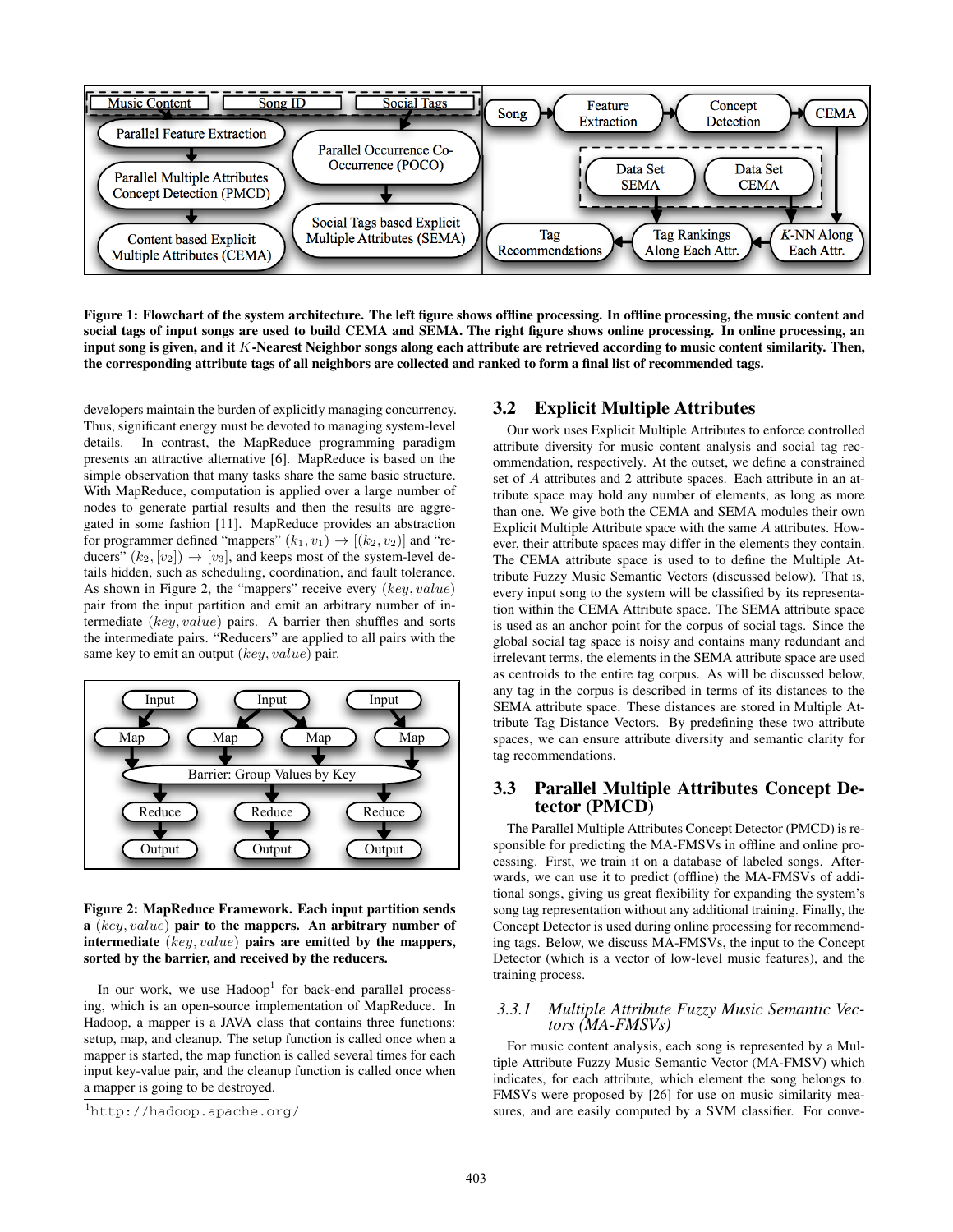Figure 1: Flowchart of the system architecture. The left figure shows offline processing. In offline processing, the music content and social tags of input songs are used to build CEMA and SEMA. The right figure shows online processing. In online processing, an input song is given, and it $K$-Nearest Neighbor songs along each attribute are retrieved according to music content similarity. Then, the corresponding attribute tags of all neighbors are collected and ranked to form a final list of recommended tags.

developers maintain the burden of explicitly managing concurrency. Thus, significant energy must be devoted to managing system-level details. In contrast, the MapReduce programming paradigm presents an attractive alternative [6]. MapReduce is based on the simple observation that many tasks share the same basic structure. With MapReduce, computation is applied over a large number of nodes to generate partial results and then the results are aggregated in some fashion [11]. MapReduce provides an abstraction for programmer defined "mappers" $(k_1, v_1) \rightarrow [(k_2, v_2)]$ and "reducers" $(k_2, [v_2]) \rightarrow [v_3]$, and keeps most of the system-level details hidden, such as scheduling, coordination, and fault tolerance. As shown in Figure 2, the "mappers" receive every $(key, value)$ pair from the input partition and emit an arbitrary number of intermediate $(key, value)$ pairs. A barrier then shuffles and sorts the intermediate pairs. "Reducers" are applied to all pairs with the same key to emit an output $(key, value)$ pair.

Figure 2: MapReduce Framework. Each input partition sends a $(key, value)$ pair to the mappers. An arbitrary number of intermediate $(key, value)$ pairs are emitted by the mappers, sorted by the barrier, and received by the reducers.

In our work, we use Hadoop[1] for back-end parallel processing, which is an open-source implementation of MapReduce. In Hadoop, a mapper is a JAVA class that contains three functions: setup, map, and cleanup. The setup function is called once when a mapper is started, the map function is called several times for each input key-value pair, and the cleanup function is called once when a mapper is going to be destroyed.

[1] http://hadoop.apache.org/

## 3.2 Explicit Multiple Attributes

Our work uses Explicit Multiple Attributes to enforce controlled attribute diversity for music content analysis and social tag recommendation, respectively. At the outset, we define a constrained set of $A$ attributes and 2 attribute spaces. Each attribute in an attribute space may hold any number of elements, as long as more than one. We give both the CEMA and SEMA modules their own Explicit Multiple Attribute space with the same $A$ attributes. However, their attribute spaces may differ in the elements they contain. The CEMA attribute space is used to to define the Multiple Attribute Fuzzy Music Semantic Vectors (discussed below). That is, every input song to the system will be classified by its representation within the CEMA Attribute space. The SEMA attribute space is used as an anchor point for the corpus of social tags. Since the global social tag space is noisy and contains many redundant and irrelevant terms, the elements in the SEMA attribute space are used as centroids to the entire tag corpus. As will be discussed below, any tag in the corpus is described in terms of its distances to the SEMA attribute space. These distances are stored in Multiple Attribute Tag Distance Vectors. By predefining these two attribute spaces, we can ensure attribute diversity and semantic clarity for tag recommendations.

## 3.3 Parallel Multiple Attributes Concept Detector (PMCD)

The Parallel Multiple Attributes Concept Detector (PMCD) is responsible for predicting the MA-FMSVs in offline and online processing. First, we train it on a database of labeled songs. Afterwards, we can use it to predict (offline) the MA-FMSVs of additional songs, giving us great flexibility for expanding the system's song tag representation without any additional training. Finally, the Concept Detector is used during online processing for recommending tags. Below, we discuss MA-FMSVs, the input to the Concept Detector (which is a vector of low-level music features), and the training process.

### 3.3.1 Multiple Attribute Fuzzy Music Semantic Vectors (MA-FMSVs)

For music content analysis, each song is represented by a Multiple Attribute Fuzzy Music Semantic Vector (MA-FMSV) which indicates, for each attribute, which element the song belongs to. FMSVs were proposed by [26] for use on music similarity measures, and are easily computed by a SVM classifier. For conve-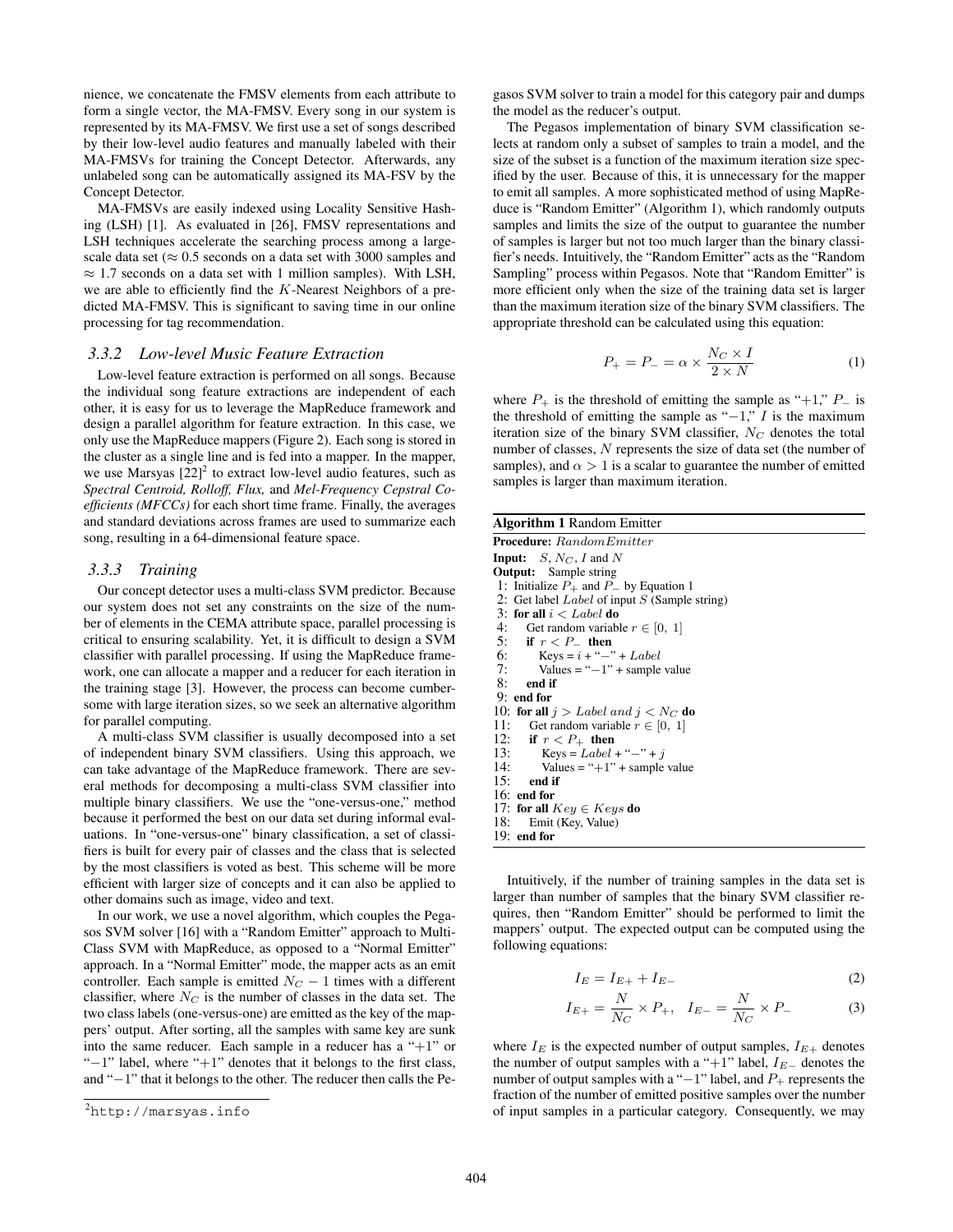nience, we concatenate the FMSV elements from each attribute to form a single vector, the MA-FMSV. Every song in our system is represented by its MA-FMSV. We first use a set of songs described by their low-level audio features and manually labeled with their MA-FMSVs for training the Concept Detector. Afterwards, any unlabeled song can be automatically assigned its MA-FSV by the Concept Detector.

MA-FMSVs are easily indexed using Locality Sensitive Hashing (LSH) [1]. As evaluated in [26], FMSV representations and LSH techniques accelerate the searching process among a large-scale data set ($\approx 0.5$ seconds on a data set with 3000 samples and $\approx 1.7$ seconds on a data set with 1 million samples). With LSH, we are able to efficiently find the $K$-Nearest Neighbors of a predicted MA-FMSV. This is significant to saving time in our online processing for tag recommendation.

### 3.3.2 Low-level Music Feature Extraction

Low-level feature extraction is performed on all songs. Because the individual song feature extractions are independent of each other, it is easy for us to leverage the MapReduce framework and design a parallel algorithm for feature extraction. In this case, we only use the MapReduce mappers (Figure 2). Each song is stored in the cluster as a single line and is fed into a mapper. In the mapper, we use Marsyas [22][2] to extract low-level audio features, such as *Spectral Centroid, Rolloff, Flux,* and *Mel-Frequency Cepstral Coefficients (MFCCs)* for each short time frame. Finally, the averages and standard deviations across frames are used to summarize each song, resulting in a 64-dimensional feature space.

### 3.3.3 Training

Our concept detector uses a multi-class SVM predictor. Because our system does not set any constraints on the size of the number of elements in the CEMA attribute space, parallel processing is critical to ensuring scalability. Yet, it is difficult to design a SVM classifier with parallel processing. If using the MapReduce framework, one can allocate a mapper and a reducer for each iteration in the training stage [3]. However, the process can become cumbersome with large iteration sizes, so we seek an alternative algorithm for parallel computing.

A multi-class SVM classifier is usually decomposed into a set of independent binary SVM classifiers. Using this approach, we can take advantage of the MapReduce framework. There are several methods for decomposing a multi-class SVM classifier into multiple binary classifiers. We use the "one-versus-one," method because it performed the best on our data set during informal evaluations. In "one-versus-one" binary classification, a set of classifiers is built for every pair of classes and the class that is selected by the most classifiers is voted as best. This scheme will be more efficient with larger size of concepts and it can also be applied to other domains such as image, video and text.

In our work, we use a novel algorithm, which couples the Pegasos SVM solver [16] with a "Random Emitter" approach to Multi-Class SVM with MapReduce, as opposed to a "Normal Emitter" approach. In a "Normal Emitter" mode, the mapper acts as an emit controller. Each sample is emitted $N_C - 1$ times with a different classifier, where $N_C$ is the number of classes in the data set. The two class labels (one-versus-one) are emitted as the key of the mappers' output. After sorting, all the samples with same key are sunk into the same reducer. Each sample in a reducer has a "$+1$" or "$-1$" label, where "$+1$" denotes that it belongs to the first class, and "$-1$" that it belongs to the other. The reducer then calls the Pegasos SVM solver to train a model for this category pair and dumps the model as the reducer's output.

The Pegasos implementation of binary SVM classification selects at random only a subset of samples to train a model, and the size of the subset is a function of the maximum iteration size specified by the user. Because of this, it is unnecessary for the mapper to emit all samples. A more sophisticated method of using MapReduce is "Random Emitter" (Algorithm 1), which randomly outputs samples and limits the size of the output to guarantee the number of samples is larger but not too much larger than the binary classifier's needs. Intuitively, the "Random Emitter" acts as the "Random Sampling" process within Pegasos. Note that "Random Emitter" is more efficient only when the size of the training data set is larger than the maximum iteration size of the binary SVM classifiers. The appropriate threshold can be calculated using this equation:

$$P_+ = P_- = \alpha \times \frac{N_C \times I}{2 \times N} \tag{1}$$

where $P_+$ is the threshold of emitting the sample as "$+1$," $P_-$ is the threshold of emitting the sample as "$-1$," $I$ is the maximum iteration size of the binary SVM classifier, $N_C$ denotes the total number of classes, $N$ represents the size of data set (the number of samples), and $\alpha > 1$ is a scalar to guarantee the number of emitted samples is larger than maximum iteration.

**Algorithm 1** Random Emitter

**Procedure:** $RandomEmitter$
**Input:** $S$, $N_C$, $I$ and $N$
**Output:** Sample string

```
1: Initialize P+ and P- by Equation 1
2: Get label Label of input S (Sample string)
3: for all i < Label do
4:    Get random variable r ∈ [0, 1]
5:    if r < P- then
6:       Keys = i + "−" + Label
7:       Values = "−1" + sample value
8:    end if
9: end for
10: for all j > Label and j < N_C do
11:    Get random variable r ∈ [0, 1]
12:    if r < P+ then
13:       Keys = Label + "−" + j
14:       Values = "+1" + sample value
15:    end if
16: end for
17: for all Key ∈ Keys do
18:    Emit (Key, Value)
19: end for
```

Intuitively, if the number of training samples in the data set is larger than number of samples that the binary SVM classifier requires, then "Random Emitter" should be performed to limit the mappers' output. The expected output can be computed using the following equations:

$$I_E = I_{E+} + I_{E-} \tag{2}$$

$$I_{E+} = \frac{N}{N_C} \times P_+, \quad I_{E-} = \frac{N}{N_C} \times P_- \tag{3}$$

where $I_E$ is the expected number of output samples, $I_{E+}$ denotes the number of output samples with a "$+1$" label, $I_{E-}$ denotes the number of output samples with a "$-1$" label, and $P_+$ represents the fraction of the number of emitted positive samples over the number of input samples in a particular category. Consequently, we may

[2] http://marsyas.info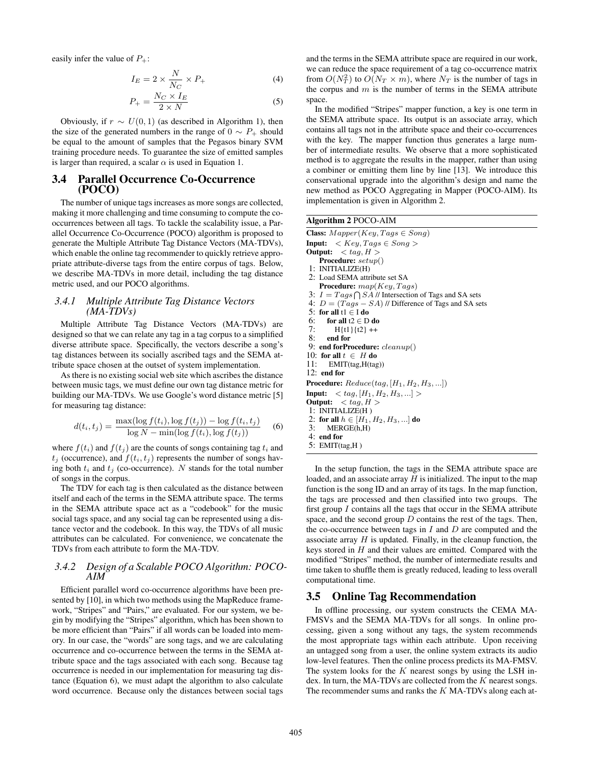easily infer the value of $P_+$:

$$I_E = 2 \times \frac{N}{N_C} \times P_+ \tag{4}$$

$$P_+ = \frac{N_C \times I_E}{2 \times N} \tag{5}$$

Obviously, if $r \sim U(0, 1)$ (as described in Algorithm 1), then the size of the generated numbers in the range of $0 \sim P_+$ should be equal to the amount of samples that the Pegasos binary SVM training procedure needs. To guarantee the size of emitted samples is larger than required, a scalar $\alpha$ is used in Equation 1.

## 3.4 Parallel Occurrence Co-Occurrence (POCO)

The number of unique tags increases as more songs are collected, making it more challenging and time consuming to compute the co-occurrences between all tags. To tackle the scalability issue, a Parallel Occurrence Co-Occurrence (POCO) algorithm is proposed to generate the Multiple Attribute Tag Distance Vectors (MA-TDVs), which enable the online tag recommender to quickly retrieve appropriate attribute-diverse tags from the entire corpus of tags. Below, we describe MA-TDVs in more detail, including the tag distance metric used, and our POCO algorithms.

### 3.4.1 Multiple Attribute Tag Distance Vectors (MA-TDVs)

Multiple Attribute Tag Distance Vectors (MA-TDVs) are designed so that we can relate any tag in a tag corpus to a simplified diverse attribute space. Specifically, the vectors describe a song's tag distances between its socially ascribed tags and the SEMA attribute space chosen at the outset of system implementation.

As there is no existing social web site which ascribes the distance between music tags, we must define our own tag distance metric for building our MA-TDVs. We use Google's word distance metric [5] for measuring tag distance:

$$d(t_i, t_j) = \frac{\max(\log f(t_i), \log f(t_j)) - \log f(t_i, t_j)}{\log N - \min(\log f(t_i), \log f(t_j))} \tag{6}$$

where $f(t_i)$ and $f(t_j)$ are the counts of songs containing tag $t_i$ and $t_j$ (occurrence), and $f(t_i, t_j)$ represents the number of songs having both $t_i$ and $t_j$ (co-occurrence). $N$ stands for the total number of songs in the corpus.

The TDV for each tag is then calculated as the distance between itself and each of the terms in the SEMA attribute space. The terms in the SEMA attribute space act as a "codebook" for the music social tags space, and any social tag can be represented using a distance vector and the codebook. In this way, the TDVs of all music attributes can be calculated. For convenience, we concatenate the TDVs from each attribute to form the MA-TDV.

### 3.4.2 Design of a Scalable POCO Algorithm: POCO-AIM

Efficient parallel word co-occurrence algorithms have been presented by [10], in which two methods using the MapReduce framework, "Stripes" and "Pairs," are evaluated. For our system, we begin by modifying the "Stripes" algorithm, which has been shown to be more efficient than "Pairs" if all words can be loaded into memory. In our case, the "words" are song tags, and we are calculating occurrence and co-occurrence between the terms in the SEMA attribute space and the tags associated with each song. Because tag occurrence is needed in our implementation for measuring tag distance (Equation 6), we must adapt the algorithm to also calculate word occurrence. Because only the distances between social tags and the terms in the SEMA attribute space are required in our work, we can reduce the space requirement of a tag co-occurrence matrix from $O(N_T^2)$ to $O(N_T \times m)$, where $N_T$ is the number of tags in the corpus and $m$ is the number of terms in the SEMA attribute space.

In the modified "Stripes" mapper function, a key is one term in the SEMA attribute space. Its output is an associate array, which contains all tags not in the attribute space and their co-occurrences with the key. The mapper function thus generates a large number of intermediate results. We observe that a more sophisticated method is to aggregate the results in the mapper, rather than using a combiner or emitting them line by line [13]. We introduce this conservational upgrade into the algorithm's design and name the new method as POCO Aggregating in Mapper (POCO-AIM). Its implementation is given in Algorithm 2.

**Algorithm 2** POCO-AIM

```
Class: Mapper(Key, Tags ∈ Song)
Input:  < Key, Tags ∈ Song >
Output:  < tag, H >
   Procedure: setup()
 1: INITIALIZE(H)
 2: Load SEMA attribute set SA
   Procedure: map(Key, Tags)
 3: I = Tags ⋂ SA // Intersection of Tags and SA sets
 4: D = (Tags − SA) // Difference of Tags and SA sets
 5: for all t1 ∈ I do
 6:    for all t2 ∈ D do
 7:       H{t1}{t2} ++
 8:    end for
 9: end forProcedure: cleanup()
10: for all t ∈ H do
11:    EMIT(tag,H(tag))
12: end for
Procedure: Reduce(tag, [H1, H2, H3, ...])
Input:  < tag, [H1, H2, H3, ...] >
Output:  < tag, H >
 1: INITIALIZE(H )
 2: for all h ∈ [H1, H2, H3, ...] do
 3:    MERGE(h,H)
 4: end for
 5: EMIT(tag,H )
```

In the setup function, the tags in the SEMA attribute space are loaded, and an associate array $H$ is initialized. The input to the map function is the song ID and an array of its tags. In the map function, the tags are processed and then classified into two groups. The first group $I$ contains all the tags that occur in the SEMA attribute space, and the second group $D$ contains the rest of the tags. Then, the co-occurrence between tags in $I$ and $D$ are computed and the associate array $H$ is updated. Finally, in the cleanup function, the keys stored in $H$ and their values are emitted. Compared with the modified "Stripes" method, the number of intermediate results and time taken to shuffle them is greatly reduced, leading to less overall computational time.

## 3.5 Online Tag Recommendation

In offline processing, our system constructs the CEMA MA-FMSVs and the SEMA MA-TDVs for all songs. In online processing, given a song without any tags, the system recommends the most appropriate tags within each attribute. Upon receiving an untagged song from a user, the online system extracts its audio low-level features. Then the online process predicts its MA-FMSV. The system looks for the $K$ nearest songs by using the LSH index. In turn, the MA-TDVs are collected from the $K$ nearest songs. The recommender sums and ranks the $K$ MA-TDVs along each at-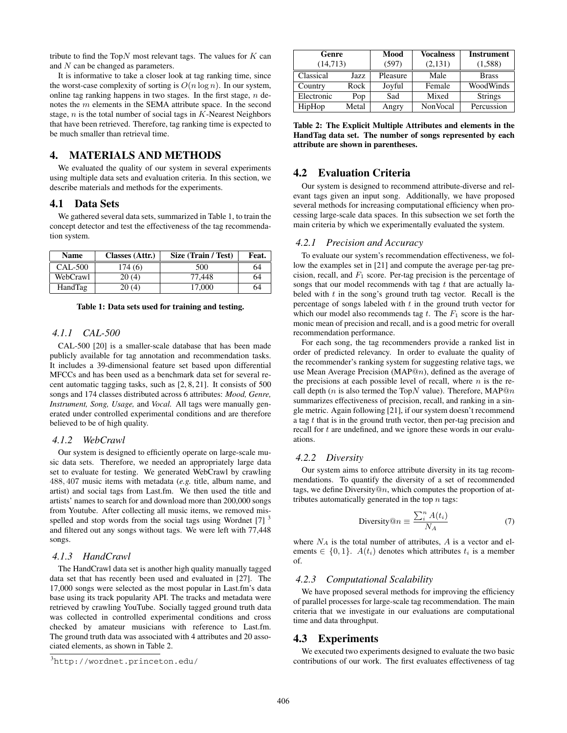tribute to find the Top$N$ most relevant tags. The values for $K$ can and $N$ can be changed as parameters.

It is informative to take a closer look at tag ranking time, since the worst-case complexity of sorting is $O(n \log n)$. In our system, online tag ranking happens in two stages. In the first stage, $n$ denotes the $m$ elements in the SEMA attribute space. In the second stage, $n$ is the total number of social tags in $K$-Nearest Neighbors that have been retrieved. Therefore, tag ranking time is expected to be much smaller than retrieval time.

# 4. MATERIALS AND METHODS

We evaluated the quality of our system in several experiments using multiple data sets and evaluation criteria. In this section, we describe materials and methods for the experiments.

## 4.1 Data Sets

We gathered several data sets, summarized in Table 1, to train the concept detector and test the effectiveness of the tag recommendation system.

| Name | Classes (Attr.) | Size (Train / Test) | Feat. |
|---|---|---|---|
| CAL-500 | 174 (6) | 500 | 64 |
| WebCrawl | 20 (4) | 77,448 | 64 |
| HandTag | 20 (4) | 17,000 | 64 |

**Table 1: Data sets used for training and testing.**

### 4.1.1 CAL-500

CAL-500 [20] is a smaller-scale database that has been made publicly available for tag annotation and recommendation tasks. It includes a 39-dimensional feature set based upon differential MFCCs and has been used as a benchmark data set for several recent automatic tagging tasks, such as [2, 8, 21]. It consists of 500 songs and 174 classes distributed across 6 attributes: *Mood, Genre, Instrument, Song, Usage,* and *Vocal.* All tags were manually generated under controlled experimental conditions and are therefore believed to be of high quality.

### 4.1.2 WebCrawl

Our system is designed to efficiently operate on large-scale music data sets. Therefore, we needed an appropriately large data set to evaluate for testing. We generated WebCrawl by crawling 488,407 music items with metadata (*e.g.* title, album name, and artist) and social tags from Last.fm. We then used the title and artists' names to search for and download more than 200,000 songs from Youtube. After collecting all music items, we removed misspelled and stop words from the social tags using Wordnet [7] [3] and filtered out any songs without tags. We were left with 77,448 songs.

### 4.1.3 HandCrawl

The HandCrawl data set is another high quality manually tagged data set that has recently been used and evaluated in [27]. The 17,000 songs were selected as the most popular in Last.fm's data base using its track popularity API. The tracks and metadata were retrieved by crawling YouTube. Socially tagged ground truth data was collected in controlled experimental conditions and cross checked by amateur musicians with reference to Last.fm. The ground truth data was associated with 4 attributes and 20 associated elements, as shown in Table 2.

[3] http://wordnet.princeton.edu/

| Genre (14,713) | | Mood (597) | Vocalness (2,131) | Instrument (1,588) |
|---|---|---|---|---|
| Classical | Jazz | Pleasure | Male | Brass |
| Country | Rock | Joyful | Female | WoodWinds |
| Electronic | Pop | Sad | Mixed | Strings |
| HipHop | Metal | Angry | NonVocal | Percussion |

**Table 2: The Explicit Multiple Attributes and elements in the HandTag data set. The number of songs represented by each attribute are shown in parentheses.**

## 4.2 Evaluation Criteria

Our system is designed to recommend attribute-diverse and relevant tags given an input song. Additionally, we have proposed several methods for increasing computational efficiency when processing large-scale data spaces. In this subsection we set forth the main criteria by which we experimentally evaluated the system.

### 4.2.1 Precision and Accuracy

To evaluate our system's recommendation effectiveness, we follow the examples set in [21] and compute the average per-tag precision, recall, and $F_1$ score. Per-tag precision is the percentage of songs that our model recommends with tag $t$ that are actually labeled with $t$ in the song's ground truth tag vector. Recall is the percentage of songs labeled with $t$ in the ground truth vector for which our model also recommends tag $t$. The $F_1$ score is the harmonic mean of precision and recall, and is a good metric for overall recommendation performance.

For each song, the tag recommenders provide a ranked list in order of predicted relevancy. In order to evaluate the quality of the recommender's ranking system for suggesting relative tags, we use Mean Average Precision (MAP@$n$), defined as the average of the precisions at each possible level of recall, where $n$ is the recall depth ($n$ is also termed the Top$N$ value). Therefore, MAP@$n$ summarizes effectiveness of precision, recall, and ranking in a single metric. Again following [21], if our system doesn't recommend a tag $t$ that is in the ground truth vector, then per-tag precision and recall for $t$ are undefined, and we ignore these words in our evaluations.

### 4.2.2 Diversity

Our system aims to enforce attribute diversity in its tag recommendations. To quantify the diversity of a set of recommended tags, we define Diversity@$n$, which computes the proportion of attributes automatically generated in the top $n$ tags:

$$\text{Diversity@}n \equiv \frac{\sum_i^n A(t_i)}{N_A} \tag{7}$$

where $N_A$ is the total number of attributes, $A$ is a vector and elements $\in \{0, 1\}$. $A(t_i)$ denotes which attributes $t_i$ is a member of.

### 4.2.3 Computational Scalability

We have proposed several methods for improving the efficiency of parallel processes for large-scale tag recommendation. The main criteria that we investigate in our evaluations are computational time and data throughput.

## 4.3 Experiments

We executed two experiments designed to evaluate the two basic contributions of our work. The first evaluates effectiveness of tag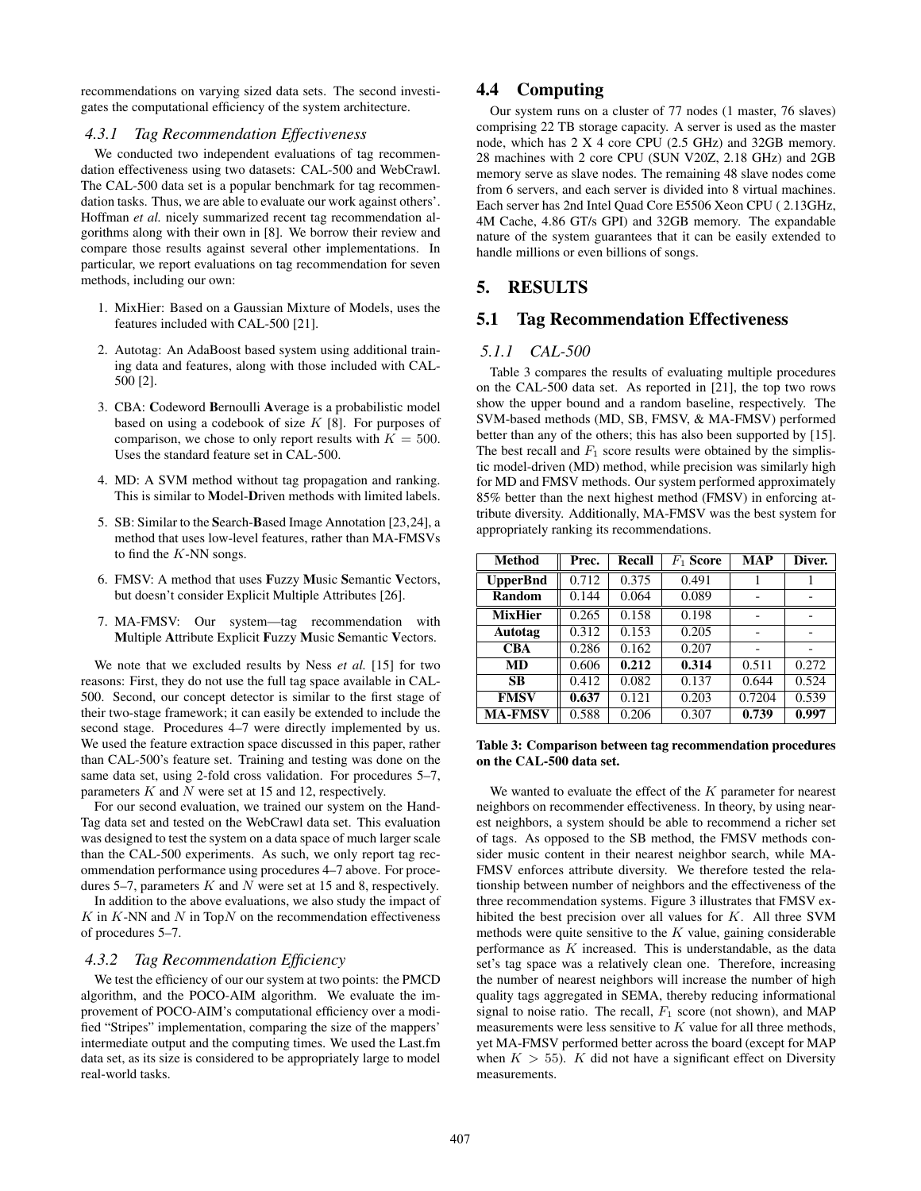recommendations on varying sized data sets. The second investigates the computational efficiency of the system architecture.

### 4.3.1 Tag Recommendation Effectiveness

We conducted two independent evaluations of tag recommendation effectiveness using two datasets: CAL-500 and WebCrawl. The CAL-500 data set is a popular benchmark for tag recommendation tasks. Thus, we are able to evaluate our work against others'. Hoffman *et al.* nicely summarized recent tag recommendation algorithms along with their own in [8]. We borrow their review and compare those results against several other implementations. In particular, we report evaluations on tag recommendation for seven methods, including our own:

1. MixHier: Based on a Gaussian Mixture of Models, uses the features included with CAL-500 [21].
2. Autotag: An AdaBoost based system using additional training data and features, along with those included with CAL-500 [2].
3. CBA: **C**odeword **B**ernoulli **A**verage is a probabilistic model based on using a codebook of size $K$ [8]. For purposes of comparison, we chose to only report results with $K = 500$. Uses the standard feature set in CAL-500.
4. MD: A SVM method without tag propagation and ranking. This is similar to **M**odel-**D**riven methods with limited labels.
5. SB: Similar to the **S**earch-**B**ased Image Annotation [23,24], a method that uses low-level features, rather than MA-FMSVs to find the $K$-NN songs.
6. FMSV: A method that uses **F**uzzy **M**usic **S**emantic **V**ectors, but doesn't consider Explicit Multiple Attributes [26].
7. MA-FMSV: Our system—tag recommendation with **M**ultiple **A**ttribute Explicit **F**uzzy **M**usic **S**emantic **V**ectors.

We note that we excluded results by Ness *et al.* [15] for two reasons: First, they do not use the full tag space available in CAL-500. Second, our concept detector is similar to the first stage of their two-stage framework; it can easily be extended to include the second stage. Procedures 4–7 were directly implemented by us. We used the feature extraction space discussed in this paper, rather than CAL-500's feature set. Training and testing was done on the same data set, using 2-fold cross validation. For procedures 5–7, parameters $K$ and $N$ were set at 15 and 12, respectively.

For our second evaluation, we trained our system on the HandTag data set and tested on the WebCrawl data set. This evaluation was designed to test the system on a data space of much larger scale than the CAL-500 experiments. As such, we only report tag recommendation performance using procedures 4–7 above. For procedures 5–7, parameters $K$ and $N$ were set at 15 and 8, respectively.

In addition to the above evaluations, we also study the impact of $K$ in $K$-NN and $N$ in Top$N$ on the recommendation effectiveness of procedures 5–7.

### 4.3.2 Tag Recommendation Efficiency

We test the efficiency of our our system at two points: the PMCD algorithm, and the POCO-AIM algorithm. We evaluate the improvement of POCO-AIM's computational efficiency over a modified "Stripes" implementation, comparing the size of the mappers' intermediate output and the computing times. We used the Last.fm data set, as its size is considered to be appropriately large to model real-world tasks.

## 4.4 Computing

Our system runs on a cluster of 77 nodes (1 master, 76 slaves) comprising 22 TB storage capacity. A server is used as the master node, which has 2 X 4 core CPU (2.5 GHz) and 32GB memory. 28 machines with 2 core CPU (SUN V20Z, 2.18 GHz) and 2GB memory serve as slave nodes. The remaining 48 slave nodes come from 6 servers, and each server is divided into 8 virtual machines. Each server has 2nd Intel Quad Core E5506 Xeon CPU ( 2.13GHz, 4M Cache, 4.86 GT/s GPI) and 32GB memory. The expandable nature of the system guarantees that it can be easily extended to handle millions or even billions of songs.

# 5. RESULTS

## 5.1 Tag Recommendation Effectiveness

### 5.1.1 CAL-500

Table 3 compares the results of evaluating multiple procedures on the CAL-500 data set. As reported in [21], the top two rows show the upper bound and a random baseline, respectively. The SVM-based methods (MD, SB, FMSV, & MA-FMSV) performed better than any of the others; this has also been supported by [15]. The best recall and $F_1$ score results were obtained by the simplistic model-driven (MD) method, while precision was similarly high for MD and FMSV methods. Our system performed approximately 85% better than the next highest method (FMSV) in enforcing attribute diversity. Additionally, MA-FMSV was the best system for appropriately ranking its recommendations.

| Method | Prec. | Recall | $F_1$ Score | MAP | Diver. |
|---|---|---|---|---|---|
| **UpperBnd** | 0.712 | 0.375 | 0.491 | 1 | 1 |
| **Random** | 0.144 | 0.064 | 0.089 | - | - |
| **MixHier** | 0.265 | 0.158 | 0.198 | - | - |
| **Autotag** | 0.312 | 0.153 | 0.205 | - | - |
| **CBA** | 0.286 | 0.162 | 0.207 | - | - |
| **MD** | 0.606 | **0.212** | **0.314** | 0.511 | 0.272 |
| **SB** | 0.412 | 0.082 | 0.137 | 0.644 | 0.524 |
| **FMSV** | **0.637** | 0.121 | 0.203 | 0.7204 | 0.539 |
| **MA-FMSV** | 0.588 | 0.206 | 0.307 | **0.739** | **0.997** |

**Table 3: Comparison between tag recommendation procedures on the CAL-500 data set.**

We wanted to evaluate the effect of the $K$ parameter for nearest neighbors on recommender effectiveness. In theory, by using nearest neighbors, a system should be able to recommend a richer set of tags. As opposed to the SB method, the FMSV methods consider music content in their nearest neighbor search, while MA-FMSV enforces attribute diversity. We therefore tested the relationship between number of neighbors and the effectiveness of the three recommendation systems. Figure 3 illustrates that FMSV exhibited the best precision over all values for $K$. All three SVM methods were quite sensitive to the $K$ value, gaining considerable performance as $K$ increased. This is understandable, as the data set's tag space was a relatively clean one. Therefore, increasing the number of nearest neighbors will increase the number of high quality tags aggregated in SEMA, thereby reducing informational signal to noise ratio. The recall, $F_1$ score (not shown), and MAP measurements were less sensitive to $K$ value for all three methods, yet MA-FMSV performed better across the board (except for MAP when $K > 55$). $K$ did not have a significant effect on Diversity measurements.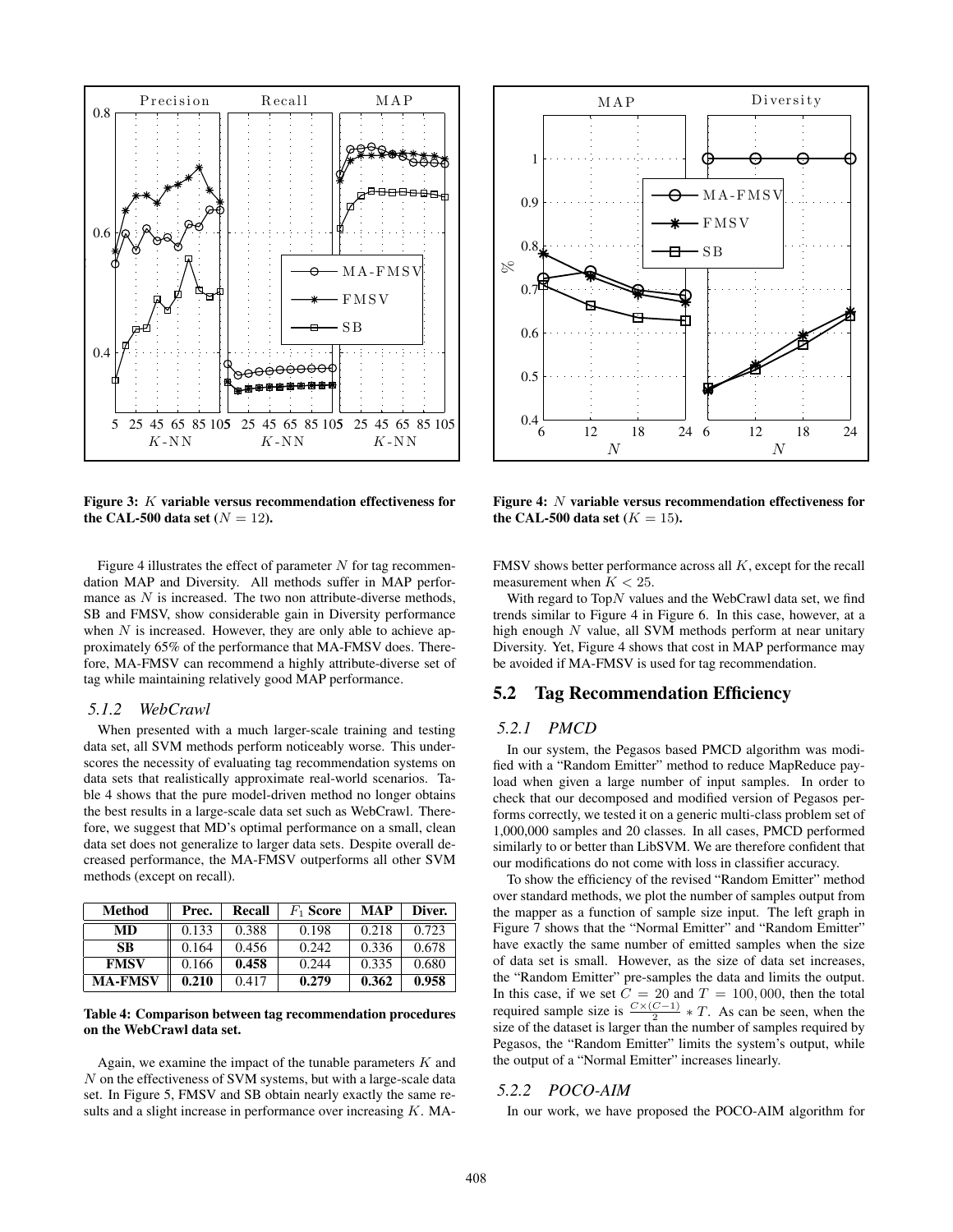**Figure 3: $K$ variable versus recommendation effectiveness for the CAL-500 data set ($N = 12$).**

**Figure 4: $N$ variable versus recommendation effectiveness for the CAL-500 data set ($K = 15$).**

Figure 4 illustrates the effect of parameter $N$ for tag recommendation MAP and Diversity. All methods suffer in MAP performance as $N$ is increased. The two non attribute-diverse methods, SB and FMSV, show considerable gain in Diversity performance when $N$ is increased. However, they are only able to achieve approximately 65% of the performance that MA-FMSV does. Therefore, MA-FMSV can recommend a highly attribute-diverse set of tag while maintaining relatively good MAP performance.

### 5.1.2 WebCrawl

When presented with a much larger-scale training and testing data set, all SVM methods perform noticeably worse. This underscores the necessity of evaluating tag recommendation systems on data sets that realistically approximate real-world scenarios. Table 4 shows that the pure model-driven method no longer obtains the best results in a large-scale data set such as WebCrawl. Therefore, we suggest that MD's optimal performance on a small, clean data set does not generalize to larger data sets. Despite overall decreased performance, the MA-FMSV outperforms all other SVM methods (except on recall).

| Method | Prec. | Recall | $F_1$ Score | MAP | Diver. |
|---|---|---|---|---|---|
| **MD** | 0.133 | 0.388 | 0.198 | 0.218 | 0.723 |
| **SB** | 0.164 | 0.456 | 0.242 | 0.336 | 0.678 |
| **FMSV** | 0.166 | **0.458** | 0.244 | 0.335 | 0.680 |
| **MA-FMSV** | **0.210** | 0.417 | **0.279** | **0.362** | **0.958** |

**Table 4: Comparison between tag recommendation procedures on the WebCrawl data set.**

Again, we examine the impact of the tunable parameters $K$ and $N$ on the effectiveness of SVM systems, but with a large-scale data set. In Figure 5, FMSV and SB obtain nearly exactly the same results and a slight increase in performance over increasing $K$. MA-FMSV shows better performance across all $K$, except for the recall measurement when $K < 25$.

With regard to Top$N$ values and the WebCrawl data set, we find trends similar to Figure 4 in Figure 6. In this case, however, at a high enough $N$ value, all SVM methods perform at near unitary Diversity. Yet, Figure 4 shows that cost in MAP performance may be avoided if MA-FMSV is used for tag recommendation.

## 5.2 Tag Recommendation Efficiency

### 5.2.1 PMCD

In our system, the Pegasos based PMCD algorithm was modified with a "Random Emitter" method to reduce MapReduce payload when given a large number of input samples. In order to check that our decomposed and modified version of Pegasos performs correctly, we tested it on a generic multi-class problem set of 1,000,000 samples and 20 classes. In all cases, PMCD performed similarly to or better than LibSVM. We are therefore confident that our modifications do not come with loss in classifier accuracy.

To show the efficiency of the revised "Random Emitter" method over standard methods, we plot the number of samples output from the mapper as a function of sample size input. The left graph in Figure 7 shows that the "Normal Emitter" and "Random Emitter" have exactly the same number of emitted samples when the size of data set is small. However, as the size of data set increases, the "Random Emitter" pre-samples the data and limits the output. In this case, if we set $C = 20$ and $T = 100,000$, then the total required sample size is $\frac{C \times (C-1)}{2} * T$. As can be seen, when the size of the dataset is larger than the number of samples required by Pegasos, the "Random Emitter" limits the system's output, while the output of a "Normal Emitter" increases linearly.

### 5.2.2 POCO-AIM

In our work, we have proposed the POCO-AIM algorithm for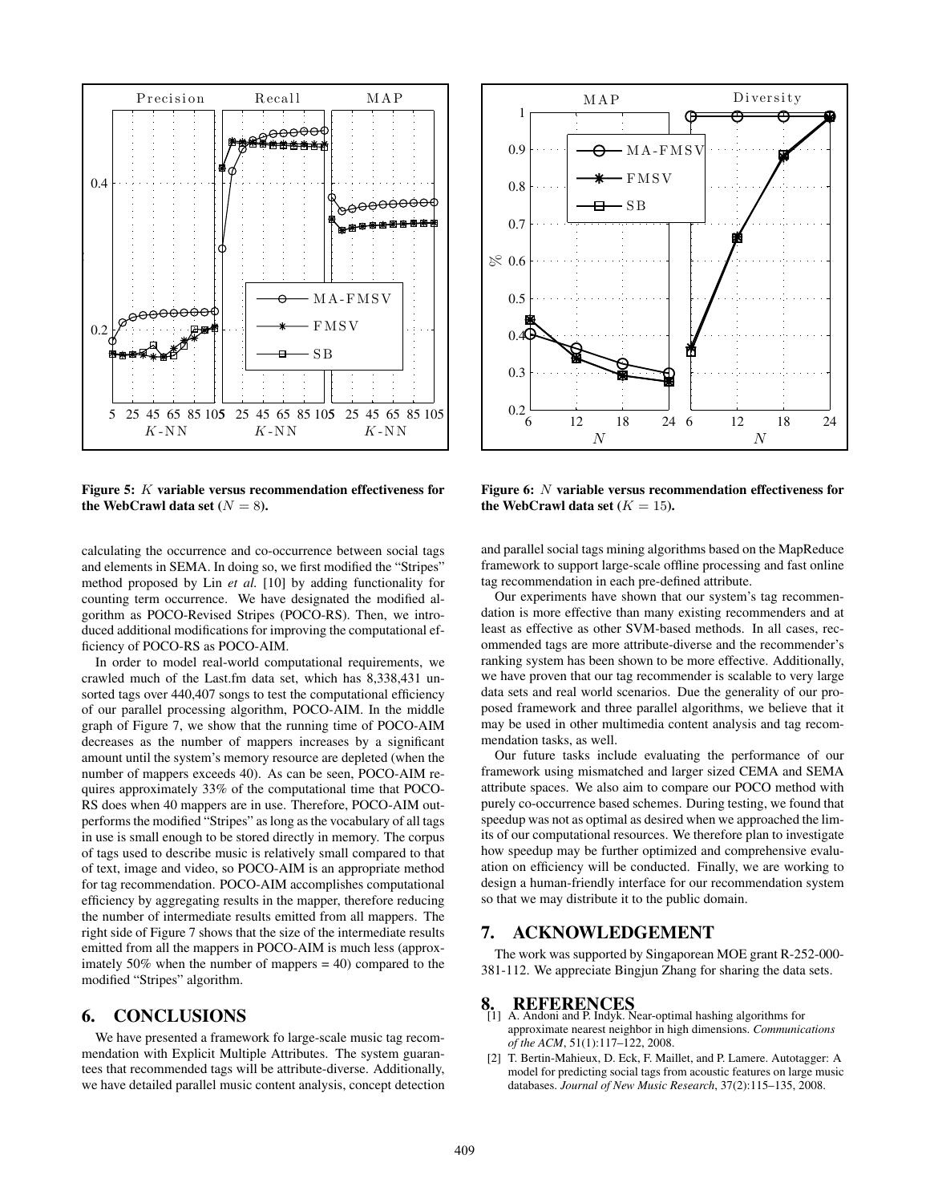Figure 5: $K$ variable versus recommendation effectiveness for the WebCrawl data set ($N = 8$).

Figure 6: $N$ variable versus recommendation effectiveness for the WebCrawl data set ($K = 15$).

calculating the occurrence and co-occurrence between social tags and elements in SEMA. In doing so, we first modified the "Stripes" method proposed by Lin *et al.* [10] by adding functionality for counting term occurrence. We have designated the modified algorithm as POCO-Revised Stripes (POCO-RS). Then, we introduced additional modifications for improving the computational efficiency of POCO-RS as POCO-AIM.

In order to model real-world computational requirements, we crawled much of the Last.fm data set, which has 8,338,431 unsorted tags over 440,407 songs to test the computational efficiency of our parallel processing algorithm, POCO-AIM. In the middle graph of Figure 7, we show that the running time of POCO-AIM decreases as the number of mappers increases by a significant amount until the system's memory resource are depleted (when the number of mappers exceeds 40). As can be seen, POCO-AIM requires approximately 33% of the computational time that POCO-RS does when 40 mappers are in use. Therefore, POCO-AIM outperforms the modified "Stripes" as long as the vocabulary of all tags in use is small enough to be stored directly in memory. The corpus of tags used to describe music is relatively small compared to that of text, image and video, so POCO-AIM is an appropriate method for tag recommendation. POCO-AIM accomplishes computational efficiency by aggregating results in the mapper, therefore reducing the number of intermediate results emitted from all mappers. The right side of Figure 7 shows that the size of the intermediate results emitted from all the mappers in POCO-AIM is much less (approximately 50% when the number of mappers = 40) compared to the modified "Stripes" algorithm.

# 6. CONCLUSIONS

We have presented a framework fo large-scale music tag recommendation with Explicit Multiple Attributes. The system guarantees that recommended tags will be attribute-diverse. Additionally, we have detailed parallel music content analysis, concept detection and parallel social tags mining algorithms based on the MapReduce framework to support large-scale offline processing and fast online tag recommendation in each pre-defined attribute.

Our experiments have shown that our system's tag recommendation is more effective than many existing recommenders and at least as effective as other SVM-based methods. In all cases, recommended tags are more attribute-diverse and the recommender's ranking system has been shown to be more effective. Additionally, we have proven that our tag recommender is scalable to very large data sets and real world scenarios. Due the generality of our proposed framework and three parallel algorithms, we believe that it may be used in other multimedia content analysis and tag recommendation tasks, as well.

Our future tasks include evaluating the performance of our framework using mismatched and larger sized CEMA and SEMA attribute spaces. We also aim to compare our POCO method with purely co-occurrence based schemes. During testing, we found that speedup was not as optimal as desired when we approached the limits of our computational resources. We therefore plan to investigate how speedup may be further optimized and comprehensive evaluation on efficiency will be conducted. Finally, we are working to design a human-friendly interface for our recommendation system so that we may distribute it to the public domain.

# 7. ACKNOWLEDGEMENT

The work was supported by Singaporean MOE grant R-252-000-381-112. We appreciate Bingjun Zhang for sharing the data sets.

# 8. REFERENCES

[1] A. Andoni and P. Indyk. Near-optimal hashing algorithms for approximate nearest neighbor in high dimensions. *Communications of the ACM*, 51(1):117–122, 2008.

[2] T. Bertin-Mahieux, D. Eck, F. Maillet, and P. Lamere. Autotagger: A model for predicting social tags from acoustic features on large music databases. *Journal of New Music Research*, 37(2):115–135, 2008.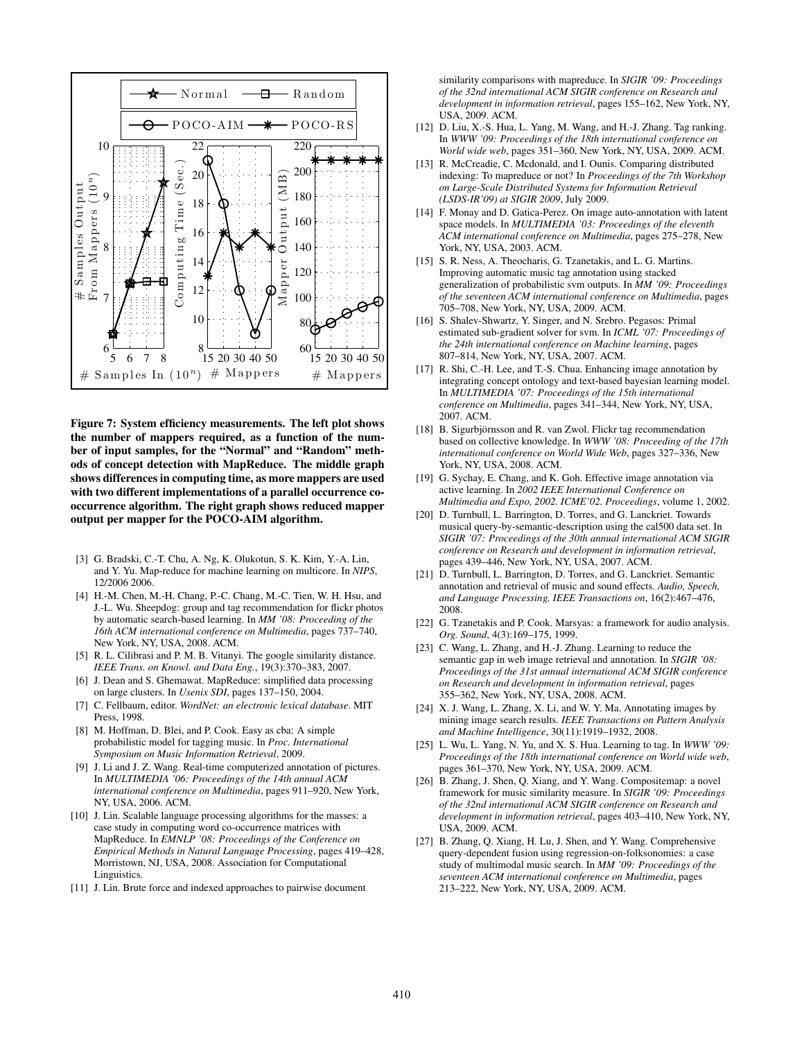Normal   Random

POCO-AIM   POCO-RS

# Samples Output From Mappers ($10^n$)

10
9
8
7
6

5 6 7 8

# Samples In ($10^n$)

Computing Time (Sec.)

22
20
18
16
14
12
10
8

15 20 30 40 50

# Mappers

Mapper Output (MB)

220
200
180
160
140
120
100
80
60

15 20 30 40 50

# Mappers

**Figure 7: System efficiency measurements. The left plot shows the number of mappers required, as a function of the number of input samples, for the "Normal" and "Random" methods of concept detection with MapReduce. The middle graph shows differences in computing time, as more mappers are used with two different implementations of a parallel occurrence co-occurrence algorithm. The right graph shows reduced mapper output per mapper for the POCO-AIM algorithm.**

[3] G. Bradski, C.-T. Chu, A. Ng, K. Olukotun, S. K. Kim, Y.-A. Lin, and Y. Yu. Map-reduce for machine learning on multicore. In *NIPS*, 12/2006 2006.

[4] H.-M. Chen, M.-H. Chang, P.-C. Chang, M.-C. Tien, W. H. Hsu, and J.-L. Wu. Sheepdog: group and tag recommendation for flickr photos by automatic search-based learning. In *MM '08: Proceeding of the 16th ACM international conference on Multimedia*, pages 737–740, New York, NY, USA, 2008. ACM.

[5] R. L. Cilibrasi and P. M. B. Vitanyi. The google similarity distance. *IEEE Trans. on Knowl. and Data Eng.*, 19(3):370–383, 2007.

[6] J. Dean and S. Ghemawat. MapReduce: simplified data processing on large clusters. In *Usenix SDI*, pages 137–150, 2004.

[7] C. Fellbaum, editor. *WordNet: an electronic lexical database*. MIT Press, 1998.

[8] M. Hoffman, D. Blei, and P. Cook. Easy as cba: A simple probabilistic model for tagging music. In *Proc. International Symposium on Music Information Retrieval*, 2009.

[9] J. Li and J. Z. Wang. Real-time computerized annotation of pictures. In *MULTIMEDIA '06: Proceedings of the 14th annual ACM international conference on Multimedia*, pages 911–920, New York, NY, USA, 2006. ACM.

[10] J. Lin. Scalable language processing algorithms for the masses: a case study in computing word co-occurrence matrices with MapReduce. In *EMNLP '08: Proceedings of the Conference on Empirical Methods in Natural Language Processing*, pages 419–428, Morristown, NJ, USA, 2008. Association for Computational Linguistics.

[11] J. Lin. Brute force and indexed approaches to pairwise document similarity comparisons with mapreduce. In *SIGIR '09: Proceedings of the 32nd international ACM SIGIR conference on Research and development in information retrieval*, pages 155–162, New York, NY, USA, 2009. ACM.

[12] D. Liu, X.-S. Hua, L. Yang, M. Wang, and H.-J. Zhang. Tag ranking. In *WWW '09: Proceedings of the 18th international conference on World wide web*, pages 351–360, New York, NY, USA, 2009. ACM.

[13] R. McCreadie, C. Mcdonald, and I. Ounis. Comparing distributed indexing: To mapreduce or not? In *Proceedings of the 7th Workshop on Large-Scale Distributed Systems for Information Retrieval (LSDS-IR'09) at SIGIR 2009*, July 2009.

[14] F. Monay and D. Gatica-Perez. On image auto-annotation with latent space models. In *MULTIMEDIA '03: Proceedings of the eleventh ACM international conference on Multimedia*, pages 275–278, New York, NY, USA, 2003. ACM.

[15] S. R. Ness, A. Theocharis, G. Tzanetakis, and L. G. Martins. Improving automatic music tag annotation using stacked generalization of probabilistic svm outputs. In *MM '09: Proceedings of the seventeen ACM international conference on Multimedia*, pages 705–708, New York, NY, USA, 2009. ACM.

[16] S. Shalev-Shwartz, Y. Singer, and N. Srebro. Pegasos: Primal estimated sub-gradient solver for svm. In *ICML '07: Proceedings of the 24th international conference on Machine learning*, pages 807–814, New York, NY, USA, 2007. ACM.

[17] R. Shi, C.-H. Lee, and T.-S. Chua. Enhancing image annotation by integrating concept ontology and text-based bayesian learning model. In *MULTIMEDIA '07: Proceedings of the 15th international conference on Multimedia*, pages 341–344, New York, NY, USA, 2007. ACM.

[18] B. Sigurbjörnsson and R. van Zwol. Flickr tag recommendation based on collective knowledge. In *WWW '08: Proceeding of the 17th international conference on World Wide Web*, pages 327–336, New York, NY, USA, 2008. ACM.

[19] G. Sychay, E. Chang, and K. Goh. Effective image annotation via active learning. In *2002 IEEE International Conference on Multimedia and Expo, 2002. ICME'02. Proceedings*, volume 1, 2002.

[20] D. Turnbull, L. Barrington, D. Torres, and G. Lanckriet. Towards musical query-by-semantic-description using the cal500 data set. In *SIGIR '07: Proceedings of the 30th annual international ACM SIGIR conference on Research and development in information retrieval*, pages 439–446, New York, NY, USA, 2007. ACM.

[21] D. Turnbull, L. Barrington, D. Torres, and G. Lanckriet. Semantic annotation and retrieval of music and sound effects. *Audio, Speech, and Language Processing, IEEE Transactions on*, 16(2):467–476, 2008.

[22] G. Tzanetakis and P. Cook. Marsyas: a framework for audio analysis. *Org. Sound*, 4(3):169–175, 1999.

[23] C. Wang, L. Zhang, and H.-J. Zhang. Learning to reduce the semantic gap in web image retrieval and annotation. In *SIGIR '08: Proceedings of the 31st annual international ACM SIGIR conference on Research and development in information retrieval*, pages 355–362, New York, NY, USA, 2008. ACM.

[24] X. J. Wang, L. Zhang, X. Li, and W. Y. Ma. Annotating images by mining image search results. *IEEE Transactions on Pattern Analysis and Machine Intelligence*, 30(11):1919–1932, 2008.

[25] L. Wu, L. Yang, N. Yu, and X. S. Hua. Learning to tag. In *WWW '09: Proceedings of the 18th international conference on World wide web*, pages 361–370, New York, NY, USA, 2009. ACM.

[26] B. Zhang, J. Shen, Q. Xiang, and Y. Wang. Compositemap: a novel framework for music similarity measure. In *SIGIR '09: Proceedings of the 32nd international ACM SIGIR conference on Research and development in information retrieval*, pages 403–410, New York, NY, USA, 2009. ACM.

[27] B. Zhang, Q. Xiang, H. Lu, J. Shen, and Y. Wang. Comprehensive query-dependent fusion using regression-on-folksonomies: a case study of multimodal music search. In *MM '09: Proceedings of the seventeen ACM international conference on Multimedia*, pages 213–222, New York, NY, USA, 2009. ACM.